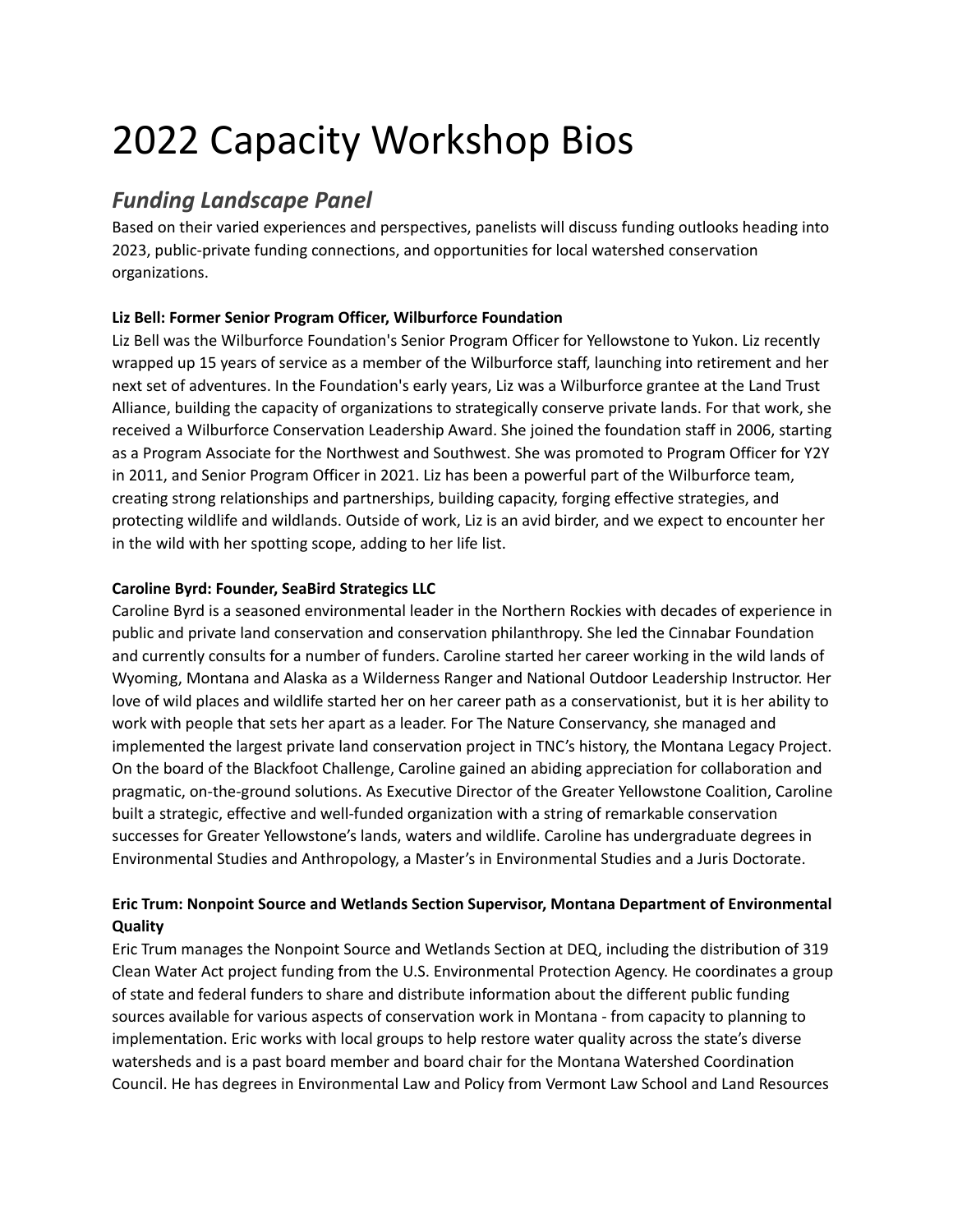# 2022 Capacity Workshop Bios

## *Funding Landscape Panel*

Based on their varied experiences and perspectives, panelists will discuss funding outlooks heading into 2023, public-private funding connections, and opportunities for local watershed conservation organizations.

**Liz Bell: Former Senior Program Officer, Wilburforce Foundation**

Liz Bell was the Wilburforce Foundation's Senior Program Officer for Yellowstone to Yukon. Liz recently wrapped up 15 years of service as a member of the Wilburforce staff, launching into retirement and her next set of adventures. In the Foundation's early years, Liz was a Wilburforce grantee at the Land Trust Alliance, building the capacity of organizations to strategically conserve private lands. For that work, she received a Wilburforce Conservation Leadership Award. She joined the foundation staff in 2006, starting as a Program Associate for the Northwest and Southwest. She was promoted to Program Officer for Y2Y in 2011, and Senior Program Officer in 2021. Liz has been a powerful part of the Wilburforce team, creating strong relationships and partnerships, building capacity, forging effective strategies, and protecting wildlife and wildlands. Outside of work, Liz is an avid birder, and we expect to encounter her in the wild with her spotting scope, adding to her life list.

**Caroline Byrd: Founder, SeaBird Strategics LLC**

Caroline Byrd is a seasoned environmental leader in the Northern Rockies with decades of experience in public and private land conservation and conservation philanthropy. She led the Cinnabar Foundation and currently consults for a number of funders. Caroline started her career working in the wild lands of Wyoming, Montana and Alaska as a Wilderness Ranger and National Outdoor Leadership Instructor. Her love of wild places and wildlife started her on her career path as a conservationist, but it is her ability to work with people that sets her apart as a leader. For The Nature Conservancy, she managed and implemented the largest private land conservation project in TNC's history, the Montana Legacy Project. On the board of the Blackfoot Challenge, Caroline gained an abiding appreciation for collaboration and pragmatic, on-the-ground solutions. As Executive Director of the Greater Yellowstone Coalition, Caroline built a strategic, effective and well-funded organization with a string of remarkable conservation successes for Greater Yellowstone's lands, waters and wildlife. Caroline has undergraduate degrees in Environmental Studies and Anthropology, a Master's in Environmental Studies and a Juris Doctorate.

**Eric Trum: Nonpoint Source and Wetlands Section Supervisor, Montana Department of Environmental Quality**

Eric Trum manages the Nonpoint Source and Wetlands Section at DEQ, including the distribution of 319 Clean Water Act project funding from the U.S. Environmental Protection Agency. He coordinates a group of state and federal funders to share and distribute information about the different public funding sources available for various aspects of conservation work in Montana - from capacity to planning to implementation. Eric works with local groups to help restore water quality across the state's diverse watersheds and is a past board member and board chair for the Montana Watershed Coordination Council. He has degrees in Environmental Law and Policy from Vermont Law School and Land Resources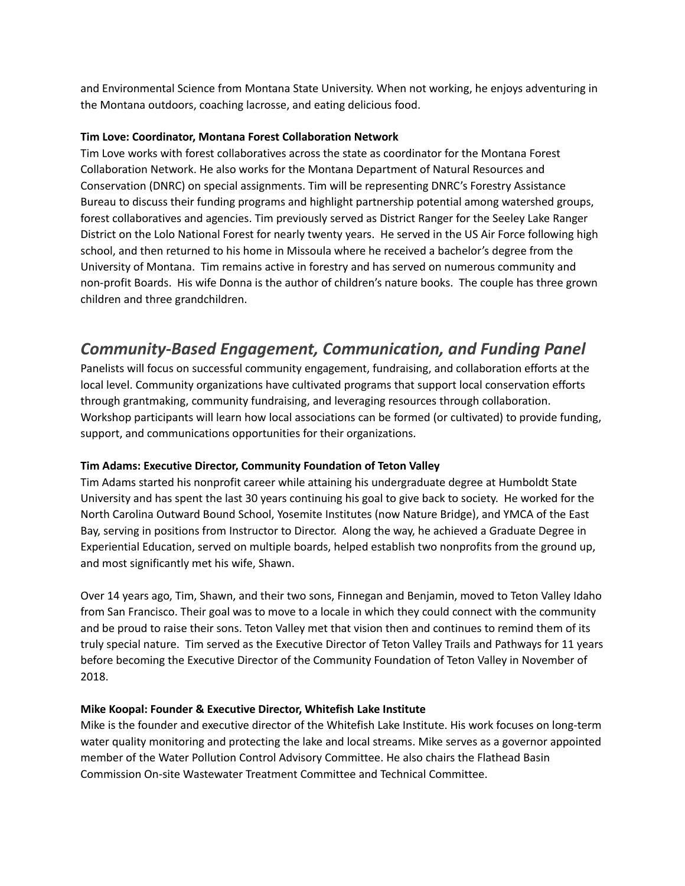and Environmental Science from Montana State University. When not working, he enjoys adventuring in the Montana outdoors, coaching lacrosse, and eating delicious food.

**Tim Love: Coordinator, Montana Forest Collaboration Network**

Tim Love works with forest collaboratives across the state as coordinator for the Montana Forest Collaboration Network. He also works for the Montana Department of Natural Resources and Conservation (DNRC) on special assignments. Tim will be representing DNRC's Forestry Assistance Bureau to discuss their funding programs and highlight partnership potential among watershed groups, forest collaboratives and agencies. Tim previously served as District Ranger for the Seeley Lake Ranger District on the Lolo National Forest for nearly twenty years. He served in the US Air Force following high school, and then returned to his home in Missoula where he received a bachelor's degree from the University of Montana. Tim remains active in forestry and has served on numerous community and non-profit Boards. His wife Donna is the author of children's nature books. The couple has three grown children and three grandchildren.

## *Community-Based Engagement, Communication, and Funding Panel*

Panelists will focus on successful community engagement, fundraising, and collaboration efforts at the local level. Community organizations have cultivated programs that support local conservation efforts through grantmaking, community fundraising, and leveraging resources through collaboration. Workshop participants will learn how local associations can be formed (or cultivated) to provide funding, support, and communications opportunities for their organizations.

**Tim Adams: Executive Director, Community Foundation of Teton Valley**

Tim Adams started his nonprofit career while attaining his undergraduate degree at Humboldt State University and has spent the last 30 years continuing his goal to give back to society. He worked for the North Carolina Outward Bound School, Yosemite Institutes (now Nature Bridge), and YMCA of the East Bay, serving in positions from Instructor to Director. Along the way, he achieved a Graduate Degree in Experiential Education, served on multiple boards, helped establish two nonprofits from the ground up, and most significantly met his wife, Shawn.

Over 14 years ago, Tim, Shawn, and their two sons, Finnegan and Benjamin, moved to Teton Valley Idaho from San Francisco. Their goal was to move to a locale in which they could connect with the community and be proud to raise their sons. Teton Valley met that vision then and continues to remind them of its truly special nature. Tim served as the Executive Director of Teton Valley Trails and Pathways for 11 years before becoming the Executive Director of the Community Foundation of Teton Valley in November of 2018.

**Mike Koopal: Founder & Executive Director, Whitefish Lake Institute**

Mike is the founder and executive director of the Whitefish Lake Institute. His work focuses on long-term water quality monitoring and protecting the lake and local streams. Mike serves as a governor appointed member of the Water Pollution Control Advisory Committee. He also chairs the Flathead Basin Commission On-site Wastewater Treatment Committee and Technical Committee.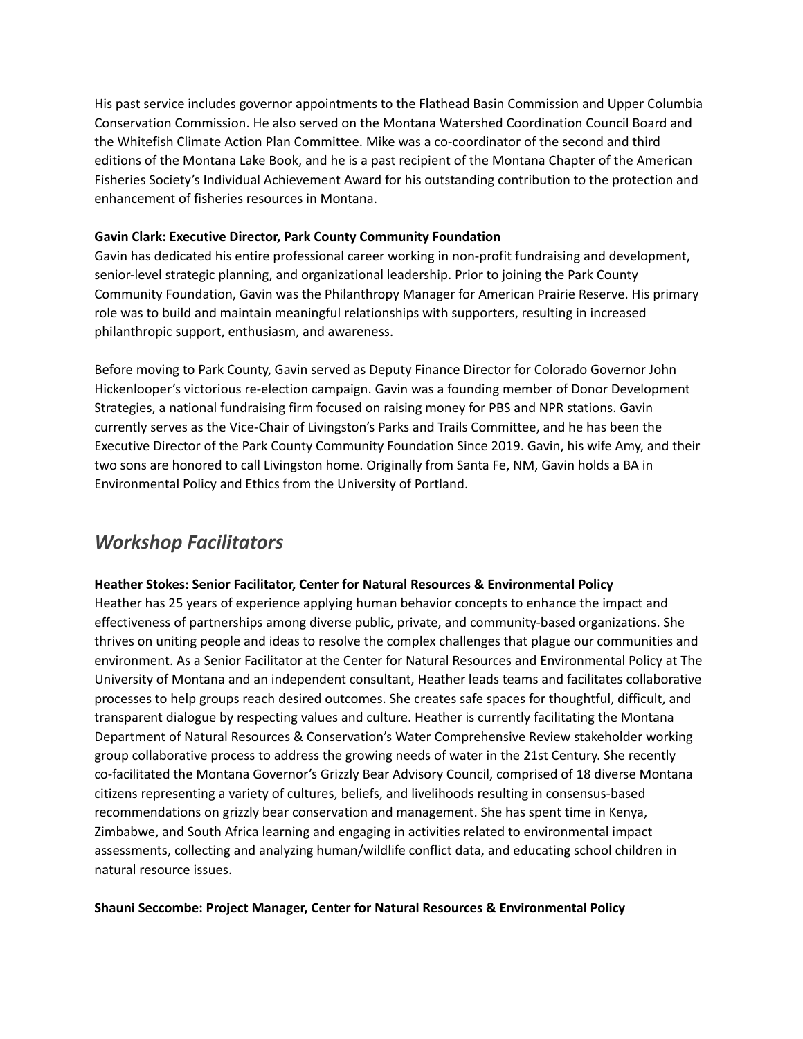His past service includes governor appointments to the Flathead Basin Commission and Upper Columbia Conservation Commission. He also served on the Montana Watershed Coordination Council Board and the Whitefish Climate Action Plan Committee. Mike was a co-coordinator of the second and third editions of the Montana Lake Book, and he is a past recipient of the Montana Chapter of the American Fisheries Society's Individual Achievement Award for his outstanding contribution to the protection and enhancement of fisheries resources in Montana.

**Gavin Clark: Executive Director, Park County Community Foundation**
Gavin has dedicated his entire professional career working in non-profit fundraising and development, senior-level strategic planning, and organizational leadership. Prior to joining the Park County Community Foundation, Gavin was the Philanthropy Manager for American Prairie Reserve. His primary role was to build and maintain meaningful relationships with supporters, resulting in increased philanthropic support, enthusiasm, and awareness.

Before moving to Park County, Gavin served as Deputy Finance Director for Colorado Governor John Hickenlooper's victorious re-election campaign. Gavin was a founding member of Donor Development Strategies, a national fundraising firm focused on raising money for PBS and NPR stations. Gavin currently serves as the Vice-Chair of Livingston's Parks and Trails Committee, and he has been the Executive Director of the Park County Community Foundation Since 2019. Gavin, his wife Amy, and their two sons are honored to call Livingston home. Originally from Santa Fe, NM, Gavin holds a BA in Environmental Policy and Ethics from the University of Portland.

## *Workshop Facilitators*

**Heather Stokes: Senior Facilitator, Center for Natural Resources & Environmental Policy**
Heather has 25 years of experience applying human behavior concepts to enhance the impact and effectiveness of partnerships among diverse public, private, and community-based organizations. She thrives on uniting people and ideas to resolve the complex challenges that plague our communities and environment. As a Senior Facilitator at the Center for Natural Resources and Environmental Policy at The University of Montana and an independent consultant, Heather leads teams and facilitates collaborative processes to help groups reach desired outcomes. She creates safe spaces for thoughtful, difficult, and transparent dialogue by respecting values and culture. Heather is currently facilitating the Montana Department of Natural Resources & Conservation's Water Comprehensive Review stakeholder working group collaborative process to address the growing needs of water in the 21st Century. She recently co-facilitated the Montana Governor's Grizzly Bear Advisory Council, comprised of 18 diverse Montana citizens representing a variety of cultures, beliefs, and livelihoods resulting in consensus-based recommendations on grizzly bear conservation and management. She has spent time in Kenya, Zimbabwe, and South Africa learning and engaging in activities related to environmental impact assessments, collecting and analyzing human/wildlife conflict data, and educating school children in natural resource issues.

**Shauni Seccombe: Project Manager, Center for Natural Resources & Environmental Policy**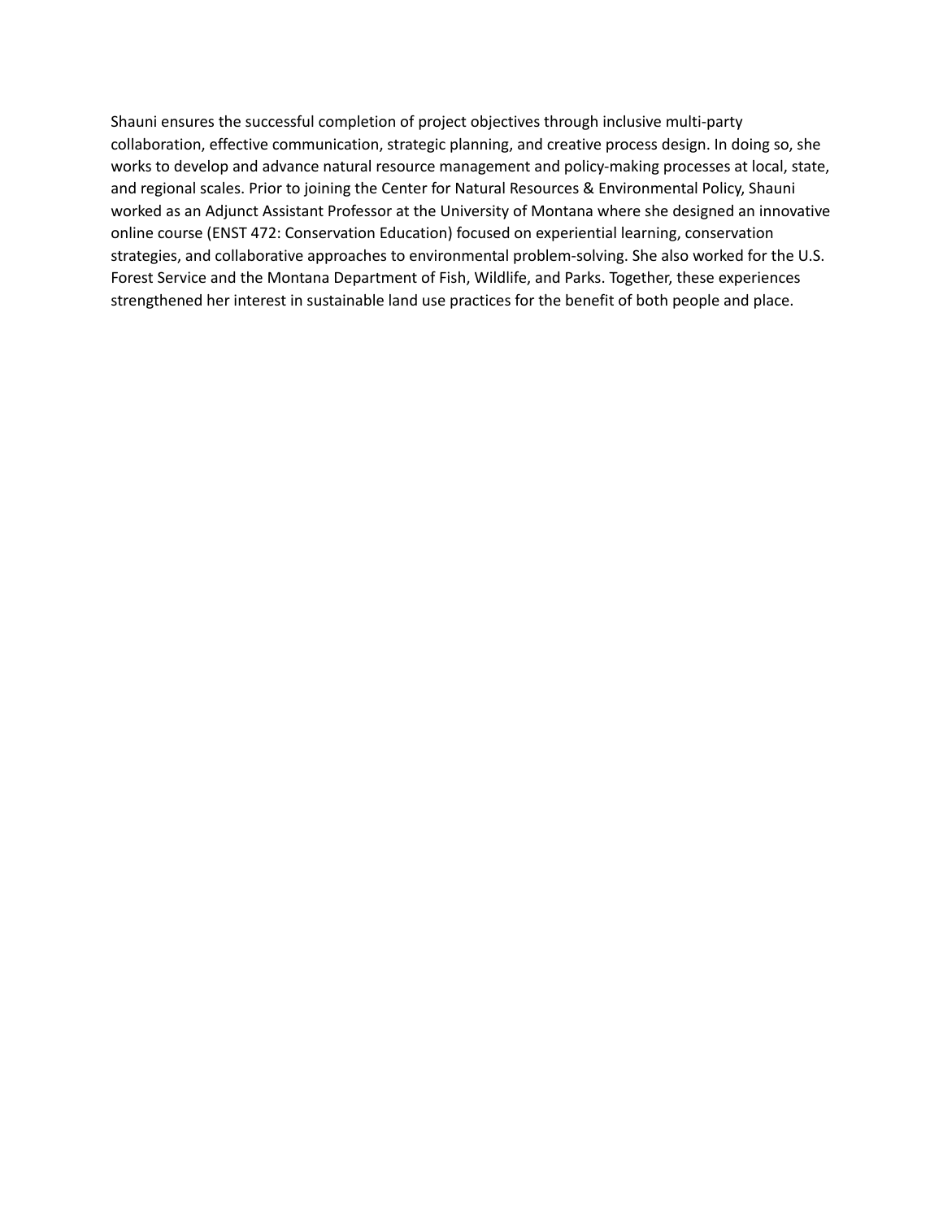Shauni ensures the successful completion of project objectives through inclusive multi-party collaboration, effective communication, strategic planning, and creative process design. In doing so, she works to develop and advance natural resource management and policy-making processes at local, state, and regional scales. Prior to joining the Center for Natural Resources & Environmental Policy, Shauni worked as an Adjunct Assistant Professor at the University of Montana where she designed an innovative online course (ENST 472: Conservation Education) focused on experiential learning, conservation strategies, and collaborative approaches to environmental problem-solving. She also worked for the U.S. Forest Service and the Montana Department of Fish, Wildlife, and Parks. Together, these experiences strengthened her interest in sustainable land use practices for the benefit of both people and place.